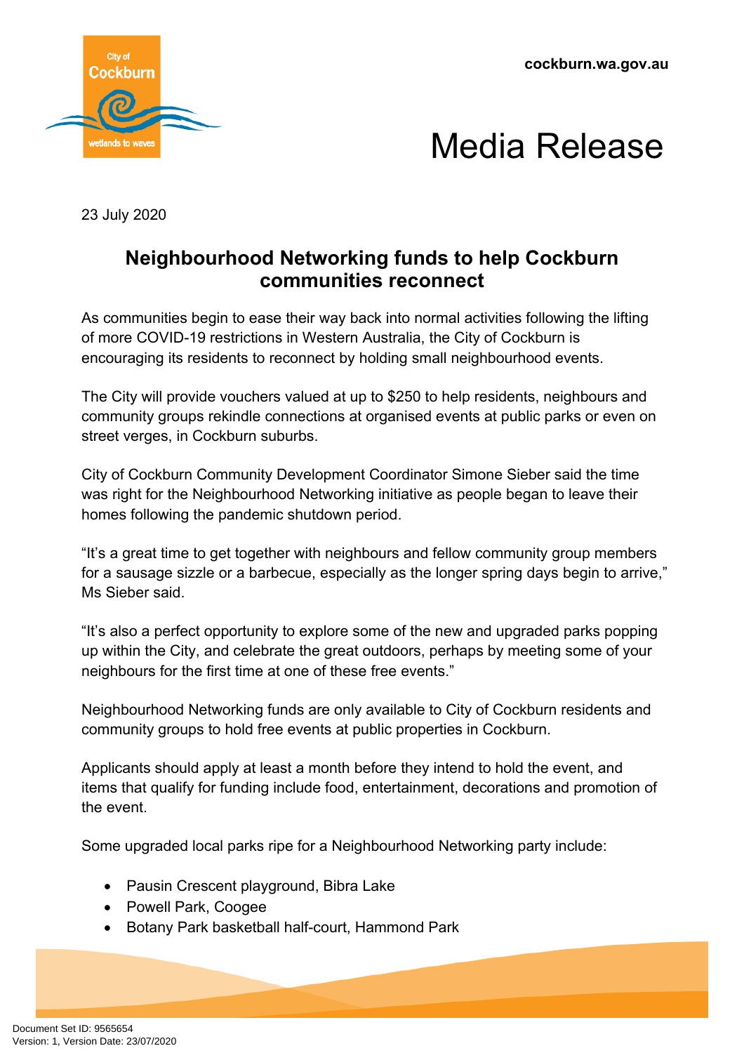cockburn.wa.gov.au

# Media Release

23 July 2020

## Neighbourhood Networking funds to help Cockburn communities reconnect

As communities begin to ease their way back into normal activities following the lifting of more COVID-19 restrictions in Western Australia, the City of Cockburn is encouraging its residents to reconnect by holding small neighbourhood events.

The City will provide vouchers valued at up to $250 to help residents, neighbours and community groups rekindle connections at organised events at public parks or even on street verges, in Cockburn suburbs.

City of Cockburn Community Development Coordinator Simone Sieber said the time was right for the Neighbourhood Networking initiative as people began to leave their homes following the pandemic shutdown period.

"It's a great time to get together with neighbours and fellow community group members for a sausage sizzle or a barbecue, especially as the longer spring days begin to arrive," Ms Sieber said.

"It's also a perfect opportunity to explore some of the new and upgraded parks popping up within the City, and celebrate the great outdoors, perhaps by meeting some of your neighbours for the first time at one of these free events."

Neighbourhood Networking funds are only available to City of Cockburn residents and community groups to hold free events at public properties in Cockburn.

Applicants should apply at least a month before they intend to hold the event, and items that qualify for funding include food, entertainment, decorations and promotion of the event.

Some upgraded local parks ripe for a Neighbourhood Networking party include:

- Pausin Crescent playground, Bibra Lake
- Powell Park, Coogee
- Botany Park basketball half-court, Hammond Park

Document Set ID: 9565654
Version: 1, Version Date: 23/07/2020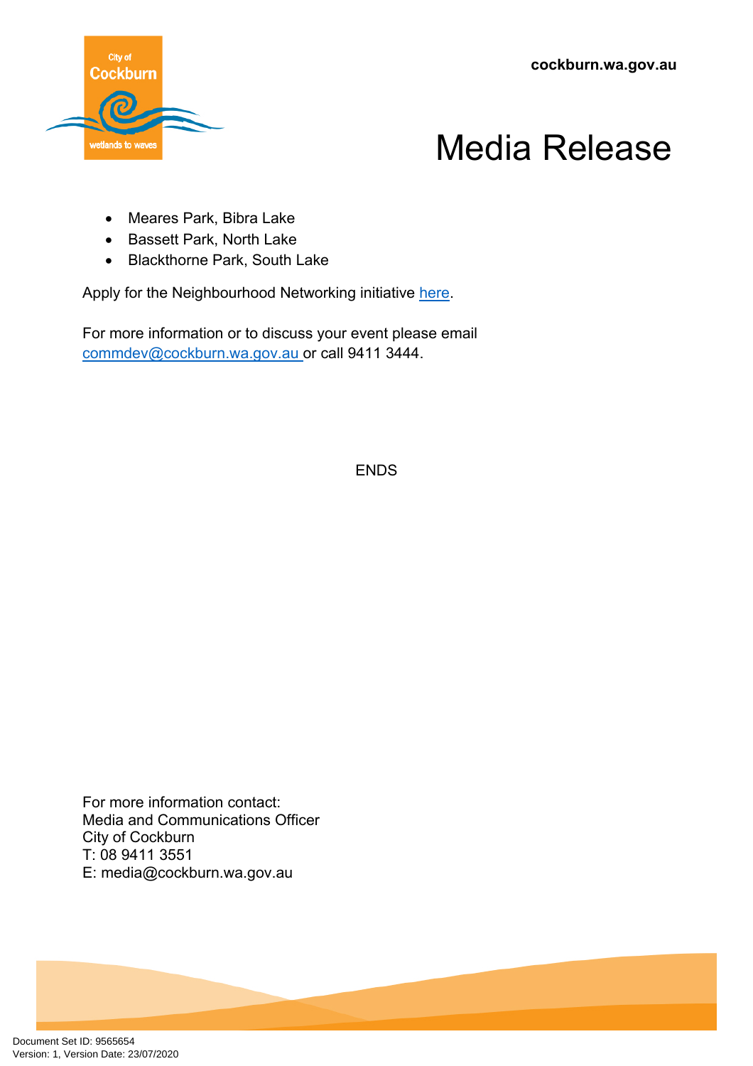- Meares Park, Bibra Lake
- Bassett Park, North Lake
- Blackthorne Park, South Lake

Apply for the Neighbourhood Networking initiative here.

For more information or to discuss your event please email commdev@cockburn.wa.gov.au or call 9411 3444.

ENDS

For more information contact:
Media and Communications Officer
City of Cockburn
T: 08 9411 3551
E: media@cockburn.wa.gov.au